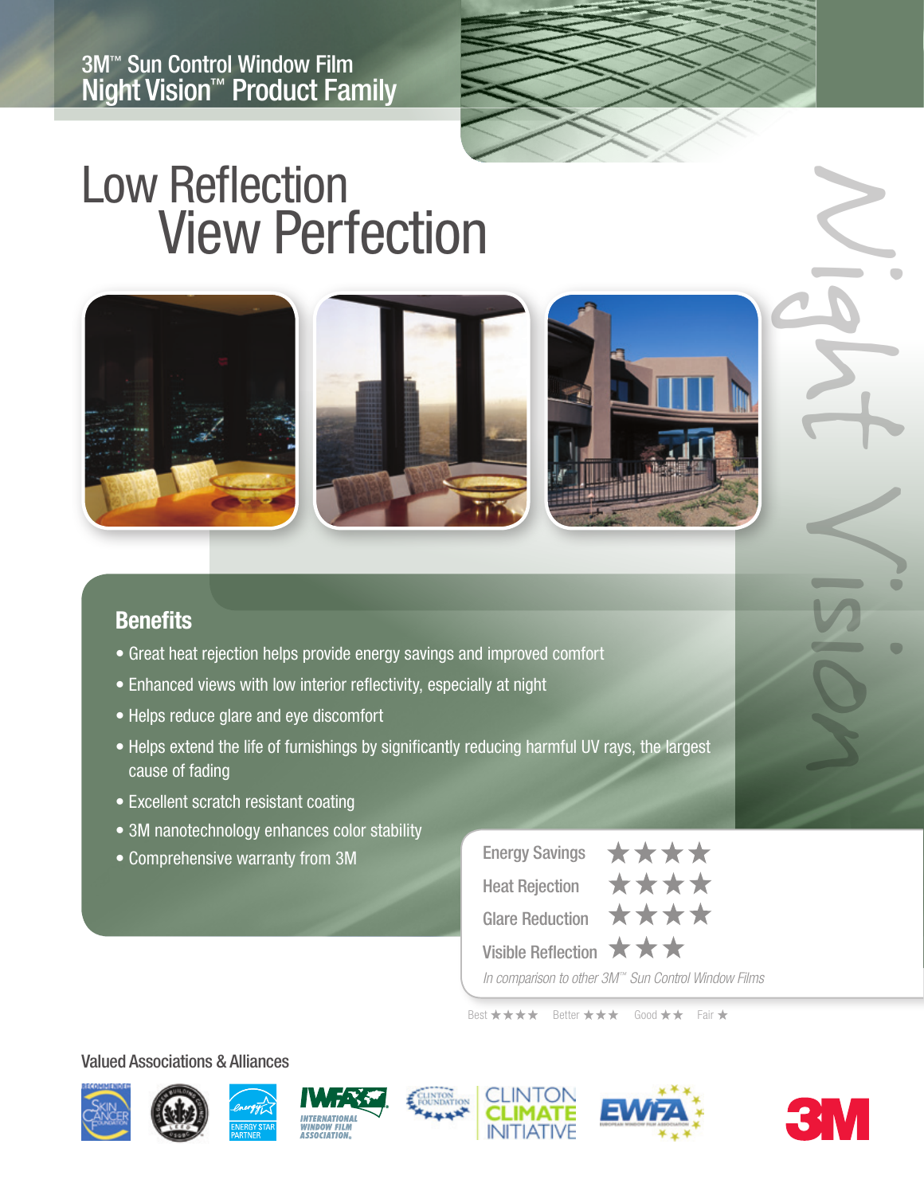3M™ Sun Control Window Film
Night Vision™ Product Family

# Low Reflection View Perfection

Night Vision

## Benefits

- Great heat rejection helps provide energy savings and improved comfort
- Enhanced views with low interior reflectivity, especially at night
- Helps reduce glare and eye discomfort
- Helps extend the life of furnishings by significantly reducing harmful UV rays, the largest cause of fading
- Excellent scratch resistant coating
- 3M nanotechnology enhances color stability
- Comprehensive warranty from 3M

| | |
|---|---|
| Energy Savings | ★★★★ |
| Heat Rejection | ★★★★ |
| Glare Reduction | ★★★★ |
| Visible Reflection | ★★★ |

*In comparison to other 3M™ Sun Control Window Films*

Best ★★★★ Better ★★★ Good ★★ Fair ★

Valued Associations & Alliances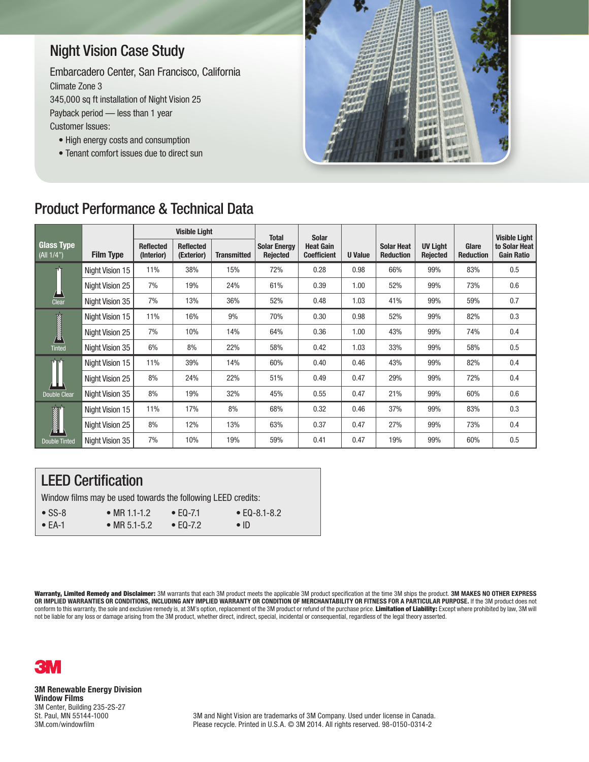## Night Vision Case Study

Embarcadero Center, San Francisco, California

Climate Zone 3

345,000 sq ft installation of Night Vision 25

Payback period — less than 1 year

Customer Issues:

- High energy costs and consumption
- Tenant comfort issues due to direct sun

## Product Performance & Technical Data

| Glass Type (All 1/4") | Film Type | Visible Light | | | Total Solar Energy Rejected | Solar Heat Gain Coefficient | U Value | Solar Heat Reduction | UV Light Rejected | Glare Reduction | Visible Light to Solar Heat Gain Ratio |
|---|---|---|---|---|---|---|---|---|---|---|---|
| | | Reflected (Interior) | Reflected (Exterior) | Transmitted | | | | | | | |
| Clear | Night Vision 15 | 11% | 38% | 15% | 72% | 0.28 | 0.98 | 66% | 99% | 83% | 0.5 |
| | Night Vision 25 | 7% | 19% | 24% | 61% | 0.39 | 1.00 | 52% | 99% | 73% | 0.6 |
| | Night Vision 35 | 7% | 13% | 36% | 52% | 0.48 | 1.03 | 41% | 99% | 59% | 0.7 |
| Tinted | Night Vision 15 | 11% | 16% | 9% | 70% | 0.30 | 0.98 | 52% | 99% | 82% | 0.3 |
| | Night Vision 25 | 7% | 10% | 14% | 64% | 0.36 | 1.00 | 43% | 99% | 74% | 0.4 |
| | Night Vision 35 | 6% | 8% | 22% | 58% | 0.42 | 1.03 | 33% | 99% | 58% | 0.5 |
| Double Clear | Night Vision 15 | 11% | 39% | 14% | 60% | 0.40 | 0.46 | 43% | 99% | 82% | 0.4 |
| | Night Vision 25 | 8% | 24% | 22% | 51% | 0.49 | 0.47 | 29% | 99% | 72% | 0.4 |
| | Night Vision 35 | 8% | 19% | 32% | 45% | 0.55 | 0.47 | 21% | 99% | 60% | 0.6 |
| Double Tinted | Night Vision 15 | 11% | 17% | 8% | 68% | 0.32 | 0.46 | 37% | 99% | 83% | 0.3 |
| | Night Vision 25 | 8% | 12% | 13% | 63% | 0.37 | 0.47 | 27% | 99% | 73% | 0.4 |
| | Night Vision 35 | 7% | 10% | 19% | 59% | 0.41 | 0.47 | 19% | 99% | 60% | 0.5 |

## LEED Certification

Window films may be used towards the following LEED credits:

- SS-8
- EA-1
- MR 1.1-1.2
- MR 5.1-5.2
- EQ-7.1
- EQ-7.2
- EQ-8.1-8.2
- ID

**Warranty, Limited Remedy and Disclaimer:** 3M warrants that each 3M product meets the applicable 3M product specification at the time 3M ships the product. **3M MAKES NO OTHER EXPRESS OR IMPLIED WARRANTIES OR CONDITIONS, INCLUDING ANY IMPLIED WARRANTY OR CONDITION OF MERCHANTABILITY OR FITNESS FOR A PARTICULAR PURPOSE.** If the 3M product does not conform to this warranty, the sole and exclusive remedy is, at 3M's option, replacement of the 3M product or refund of the purchase price. **Limitation of Liability:** Except where prohibited by law, 3M will not be liable for any loss or damage arising from the 3M product, whether direct, indirect, special, incidental or consequential, regardless of the legal theory asserted.

3M

**3M Renewable Energy Division**
**Window Films**
3M Center, Building 235-2S-27
St. Paul, MN 55144-1000
3M.com/windowfilm

3M and Night Vision are trademarks of 3M Company. Used under license in Canada.
Please recycle. Printed in U.S.A. © 3M 2014. All rights reserved. 98-0150-0314-2